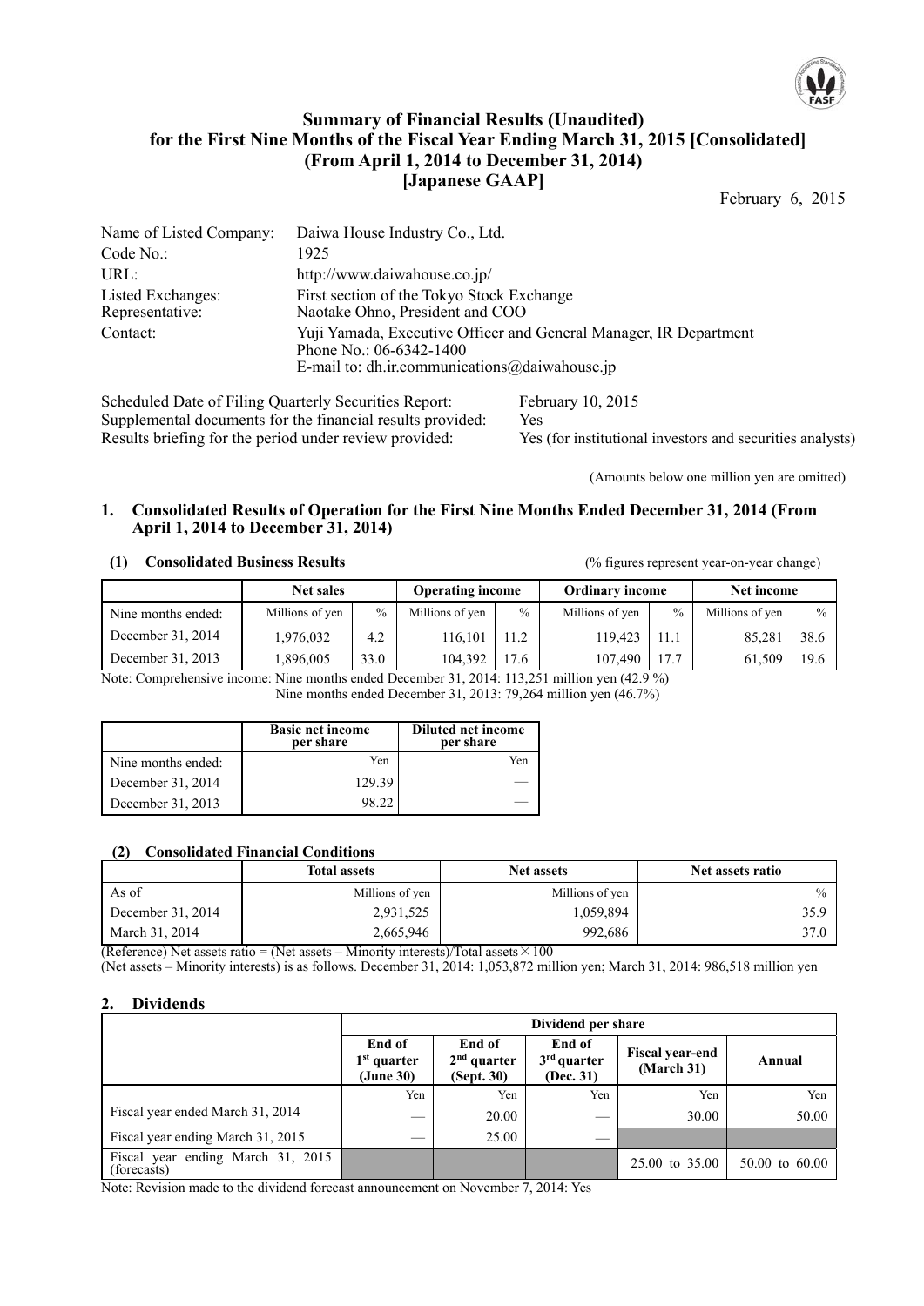# Summary of Financial Results (Unaudited) for the First Nine Months of the Fiscal Year Ending March 31, 2015 [Consolidated] (From April 1, 2014 to December 31, 2014) [Japanese GAAP]

February 6, 2015

| | |
|---|---|
| Name of Listed Company: | Daiwa House Industry Co., Ltd. |
| Code No.: | 1925 |
| URL: | http://www.daiwahouse.co.jp/ |
| Listed Exchanges: | First section of the Tokyo Stock Exchange |
| Representative: | Naotake Ohno, President and COO |
| Contact: | Yuji Yamada, Executive Officer and General Manager, IR Department<br>Phone No.: 06-6342-1400<br>E-mail to: dh.ir.communications@daiwahouse.jp |

| | |
|---|---|
| Scheduled Date of Filing Quarterly Securities Report: | February 10, 2015 |
| Supplemental documents for the financial results provided: | Yes |
| Results briefing for the period under review provided: | Yes (for institutional investors and securities analysts) |

(Amounts below one million yen are omitted)

## 1. Consolidated Results of Operation for the First Nine Months Ended December 31, 2014 (From April 1, 2014 to December 31, 2014)

### (1) Consolidated Business Results

(% figures represent year-on-year change)

| | Net sales | | Operating income | | Ordinary income | | Net income | |
|---|---|---|---|---|---|---|---|---|
| Nine months ended: | Millions of yen | % | Millions of yen | % | Millions of yen | % | Millions of yen | % |
| December 31, 2014 | 1,976,032 | 4.2 | 116,101 | 11.2 | 119,423 | 11.1 | 85,281 | 38.6 |
| December 31, 2013 | 1,896,005 | 33.0 | 104,392 | 17.6 | 107,490 | 17.7 | 61,509 | 19.6 |

Note: Comprehensive income: Nine months ended December 31, 2014: 113,251 million yen (42.9 %)
Nine months ended December 31, 2013: 79,264 million yen (46.7%)

| | Basic net income per share | Diluted net income per share |
|---|---|---|
| Nine months ended: | Yen | Yen |
| December 31, 2014 | 129.39 | — |
| December 31, 2013 | 98.22 | — |

### (2) Consolidated Financial Conditions

| | Total assets | Net assets | Net assets ratio |
|---|---|---|---|
| As of | Millions of yen | Millions of yen | % |
| December 31, 2014 | 2,931,525 | 1,059,894 | 35.9 |
| March 31, 2014 | 2,665,946 | 992,686 | 37.0 |

(Reference) Net assets ratio = (Net assets – Minority interests)/Total assets × 100
(Net assets – Minority interests) is as follows. December 31, 2014: 1,053,872 million yen; March 31, 2014: 986,518 million yen

## 2. Dividends

| | Dividend per share | | | | |
|---|---|---|---|---|---|
| | End of 1st quarter (June 30) | End of 2nd quarter (Sept. 30) | End of 3rd quarter (Dec. 31) | Fiscal year-end (March 31) | Annual |
| | Yen | Yen | Yen | Yen | Yen |
| Fiscal year ended March 31, 2014 | — | 20.00 | — | 30.00 | 50.00 |
| Fiscal year ending March 31, 2015 | — | 25.00 | — | | |
| Fiscal year ending March 31, 2015 (forecasts) | | | | 25.00 to 35.00 | 50.00 to 60.00 |

Note: Revision made to the dividend forecast announcement on November 7, 2014: Yes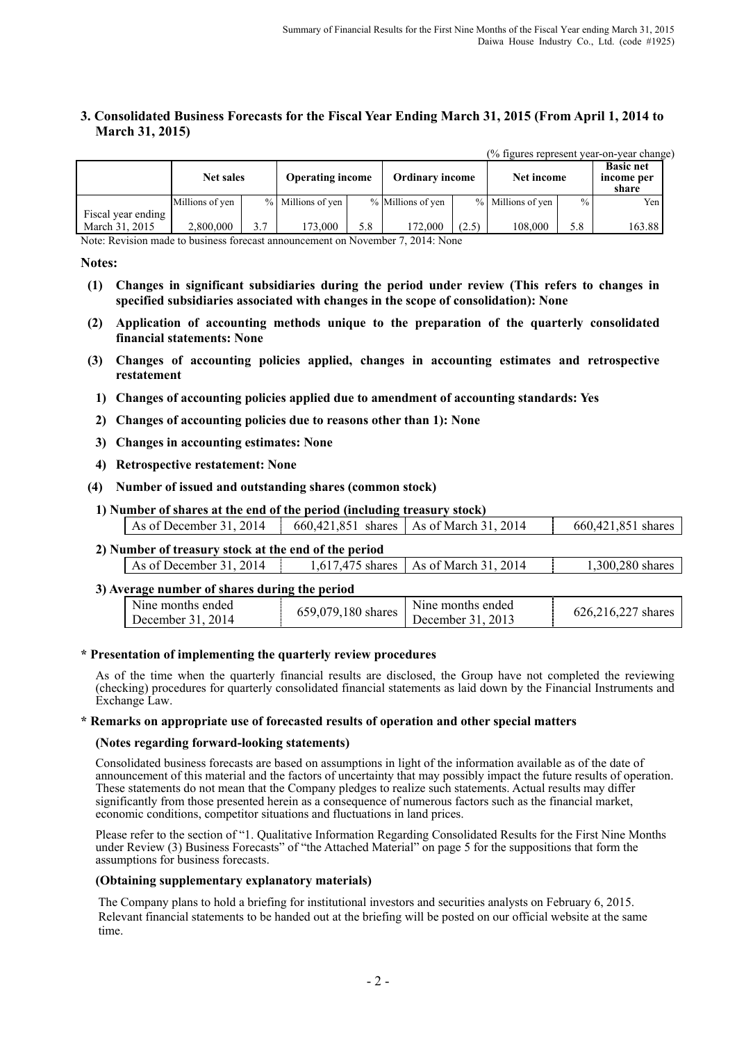## 3. Consolidated Business Forecasts for the Fiscal Year Ending March 31, 2015 (From April 1, 2014 to March 31, 2015)

(% figures represent year-on-year change)

| | Net sales | | Operating income | | Ordinary income | | Net income | | Basic net income per share |
|---|---|---|---|---|---|---|---|---|---|
| | Millions of yen | % | Millions of yen | % | Millions of yen | % | Millions of yen | % | Yen |
| Fiscal year ending March 31, 2015 | 2,800,000 | 3.7 | 173,000 | 5.8 | 172,000 | (2.5) | 108,000 | 5.8 | 163.88 |

Note: Revision made to business forecast announcement on November 7, 2014: None

**Notes:**

**(1) Changes in significant subsidiaries during the period under review (This refers to changes in specified subsidiaries associated with changes in the scope of consolidation): None**

**(2) Application of accounting methods unique to the preparation of the quarterly consolidated financial statements: None**

**(3) Changes of accounting policies applied, changes in accounting estimates and retrospective restatement**

**1) Changes of accounting policies applied due to amendment of accounting standards: Yes**

**2) Changes of accounting policies due to reasons other than 1): None**

**3) Changes in accounting estimates: None**

**4) Retrospective restatement: None**

**(4) Number of issued and outstanding shares (common stock)**

**1) Number of shares at the end of the period (including treasury stock)**

| As of December 31, 2014 | 660,421,851 shares | As of March 31, 2014 | 660,421,851 shares |
|---|---|---|---|

**2) Number of treasury stock at the end of the period**

| As of December 31, 2014 | 1,617,475 shares | As of March 31, 2014 | 1,300,280 shares |
|---|---|---|---|

**3) Average number of shares during the period**

| Nine months ended December 31, 2014 | 659,079,180 shares | Nine months ended December 31, 2013 | 626,216,227 shares |
|---|---|---|---|

**\* Presentation of implementing the quarterly review procedures**

As of the time when the quarterly financial results are disclosed, the Group have not completed the reviewing (checking) procedures for quarterly consolidated financial statements as laid down by the Financial Instruments and Exchange Law.

**\* Remarks on appropriate use of forecasted results of operation and other special matters**

**(Notes regarding forward-looking statements)**

Consolidated business forecasts are based on assumptions in light of the information available as of the date of announcement of this material and the factors of uncertainty that may possibly impact the future results of operation. These statements do not mean that the Company pledges to realize such statements. Actual results may differ significantly from those presented herein as a consequence of numerous factors such as the financial market, economic conditions, competitor situations and fluctuations in land prices.

Please refer to the section of "1. Qualitative Information Regarding Consolidated Results for the First Nine Months under Review (3) Business Forecasts" of "the Attached Material" on page 5 for the suppositions that form the assumptions for business forecasts.

**(Obtaining supplementary explanatory materials)**

The Company plans to hold a briefing for institutional investors and securities analysts on February 6, 2015. Relevant financial statements to be handed out at the briefing will be posted on our official website at the same time.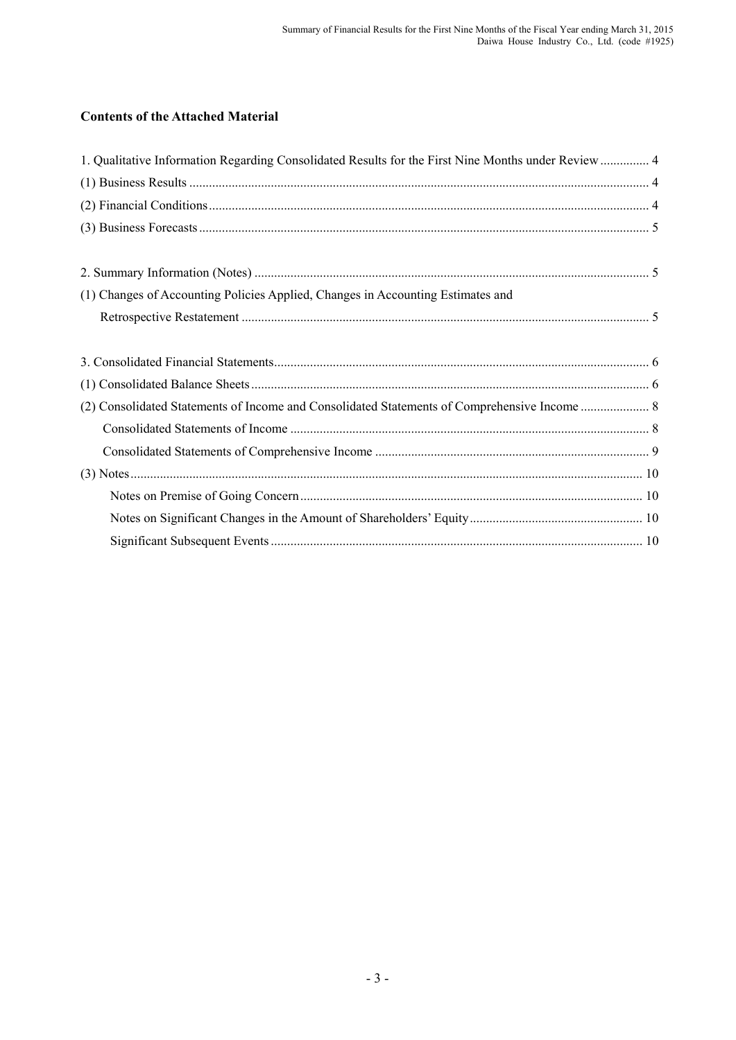## Contents of the Attached Material

1. Qualitative Information Regarding Consolidated Results for the First Nine Months under Review ............... 4
(1) Business Results ............................................................................................................................... 4
(2) Financial Conditions .......................................................................................................................... 4
(3) Business Forecasts ............................................................................................................................. 5

2. Summary Information (Notes) ............................................................................................................. 5
(1) Changes of Accounting Policies Applied, Changes in Accounting Estimates and
Retrospective Restatement .................................................................................................................. 5

3. Consolidated Financial Statements....................................................................................................... 6
(1) Consolidated Balance Sheets .............................................................................................................. 6
(2) Consolidated Statements of Income and Consolidated Statements of Comprehensive Income ..................... 8
Consolidated Statements of Income .................................................................................................. 8
Consolidated Statements of Comprehensive Income ........................................................................ 9
(3) Notes.................................................................................................................................................. 10
Notes on Premise of Going Concern ................................................................................................ 10
Notes on Significant Changes in the Amount of Shareholders' Equity ............................................ 10
Significant Subsequent Events ......................................................................................................... 10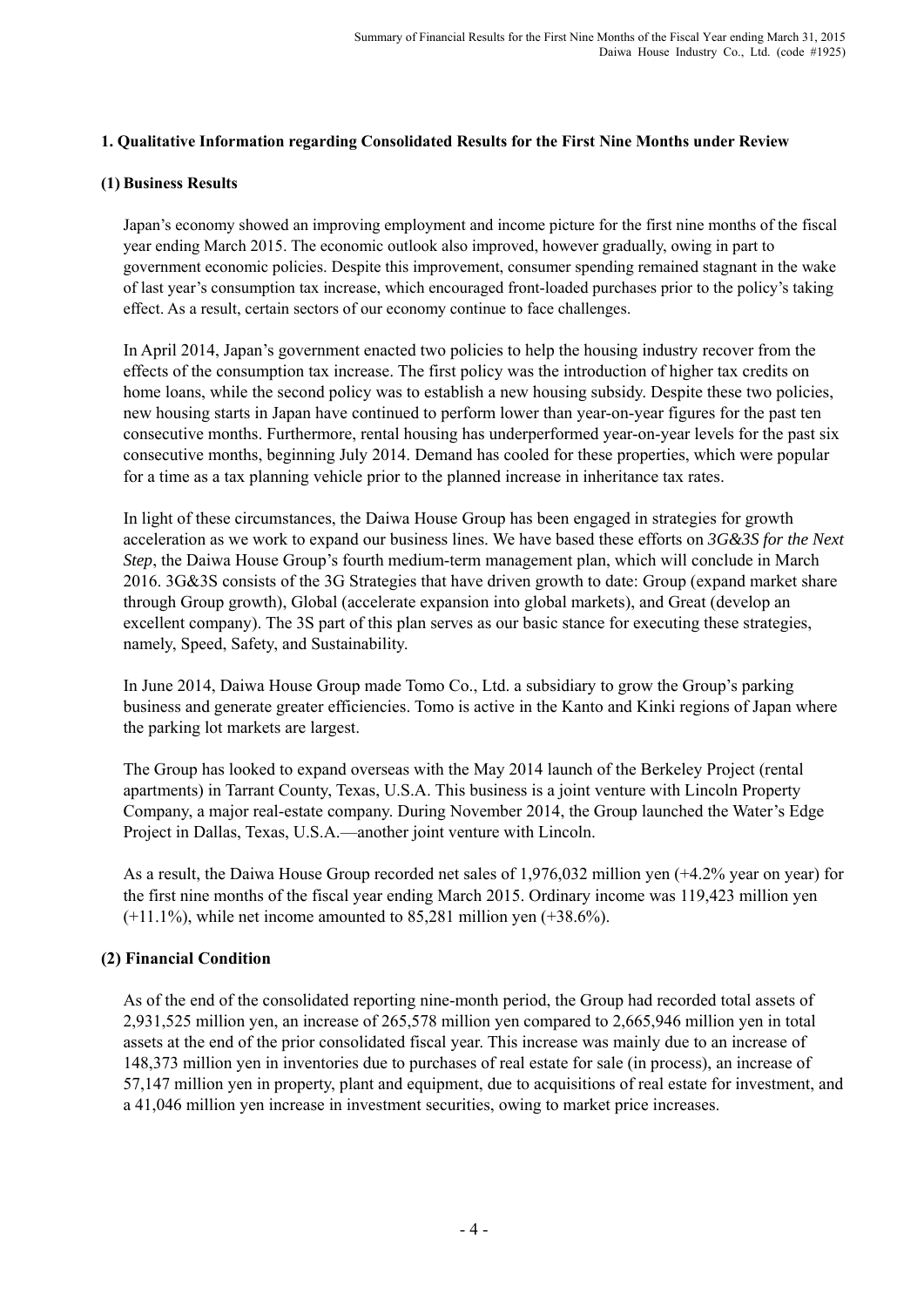## 1. Qualitative Information regarding Consolidated Results for the First Nine Months under Review

### (1) Business Results

Japan's economy showed an improving employment and income picture for the first nine months of the fiscal year ending March 2015. The economic outlook also improved, however gradually, owing in part to government economic policies. Despite this improvement, consumer spending remained stagnant in the wake of last year's consumption tax increase, which encouraged front-loaded purchases prior to the policy's taking effect. As a result, certain sectors of our economy continue to face challenges.

In April 2014, Japan's government enacted two policies to help the housing industry recover from the effects of the consumption tax increase. The first policy was the introduction of higher tax credits on home loans, while the second policy was to establish a new housing subsidy. Despite these two policies, new housing starts in Japan have continued to perform lower than year-on-year figures for the past ten consecutive months. Furthermore, rental housing has underperformed year-on-year levels for the past six consecutive months, beginning July 2014. Demand has cooled for these properties, which were popular for a time as a tax planning vehicle prior to the planned increase in inheritance tax rates.

In light of these circumstances, the Daiwa House Group has been engaged in strategies for growth acceleration as we work to expand our business lines. We have based these efforts on *3G&3S for the Next Step*, the Daiwa House Group's fourth medium-term management plan, which will conclude in March 2016. 3G&3S consists of the 3G Strategies that have driven growth to date: Group (expand market share through Group growth), Global (accelerate expansion into global markets), and Great (develop an excellent company). The 3S part of this plan serves as our basic stance for executing these strategies, namely, Speed, Safety, and Sustainability.

In June 2014, Daiwa House Group made Tomo Co., Ltd. a subsidiary to grow the Group's parking business and generate greater efficiencies. Tomo is active in the Kanto and Kinki regions of Japan where the parking lot markets are largest.

The Group has looked to expand overseas with the May 2014 launch of the Berkeley Project (rental apartments) in Tarrant County, Texas, U.S.A. This business is a joint venture with Lincoln Property Company, a major real-estate company. During November 2014, the Group launched the Water's Edge Project in Dallas, Texas, U.S.A.—another joint venture with Lincoln.

As a result, the Daiwa House Group recorded net sales of 1,976,032 million yen (+4.2% year on year) for the first nine months of the fiscal year ending March 2015. Ordinary income was 119,423 million yen (+11.1%), while net income amounted to 85,281 million yen (+38.6%).

### (2) Financial Condition

As of the end of the consolidated reporting nine-month period, the Group had recorded total assets of 2,931,525 million yen, an increase of 265,578 million yen compared to 2,665,946 million yen in total assets at the end of the prior consolidated fiscal year. This increase was mainly due to an increase of 148,373 million yen in inventories due to purchases of real estate for sale (in process), an increase of 57,147 million yen in property, plant and equipment, due to acquisitions of real estate for investment, and a 41,046 million yen increase in investment securities, owing to market price increases.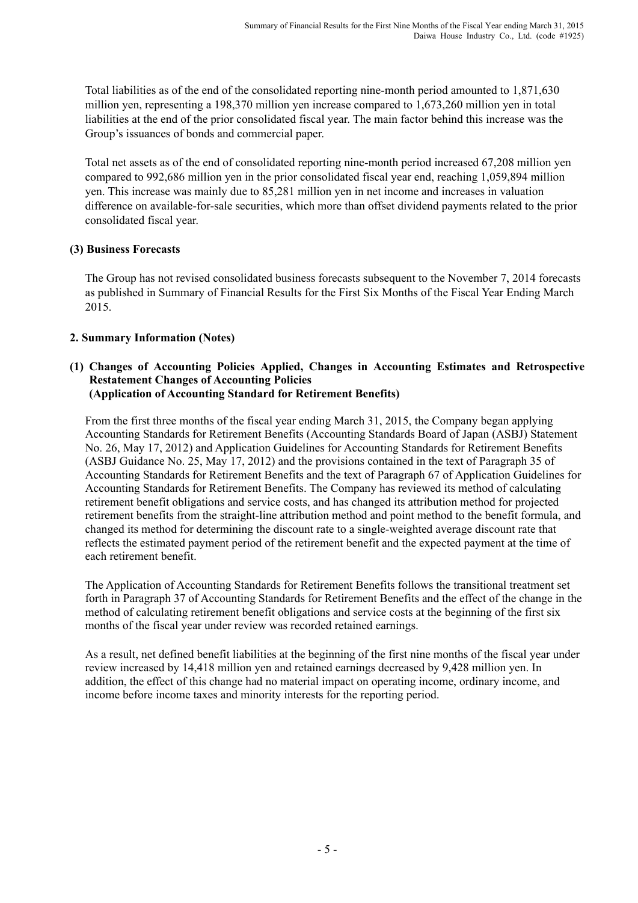Total liabilities as of the end of the consolidated reporting nine-month period amounted to 1,871,630 million yen, representing a 198,370 million yen increase compared to 1,673,260 million yen in total liabilities at the end of the prior consolidated fiscal year. The main factor behind this increase was the Group's issuances of bonds and commercial paper.

Total net assets as of the end of consolidated reporting nine-month period increased 67,208 million yen compared to 992,686 million yen in the prior consolidated fiscal year end, reaching 1,059,894 million yen. This increase was mainly due to 85,281 million yen in net income and increases in valuation difference on available-for-sale securities, which more than offset dividend payments related to the prior consolidated fiscal year.

### (3) Business Forecasts

The Group has not revised consolidated business forecasts subsequent to the November 7, 2014 forecasts as published in Summary of Financial Results for the First Six Months of the Fiscal Year Ending March 2015.

## 2. Summary Information (Notes)

### (1) Changes of Accounting Policies Applied, Changes in Accounting Estimates and Retrospective Restatement Changes of Accounting Policies (Application of Accounting Standard for Retirement Benefits)

From the first three months of the fiscal year ending March 31, 2015, the Company began applying Accounting Standards for Retirement Benefits (Accounting Standards Board of Japan (ASBJ) Statement No. 26, May 17, 2012) and Application Guidelines for Accounting Standards for Retirement Benefits (ASBJ Guidance No. 25, May 17, 2012) and the provisions contained in the text of Paragraph 35 of Accounting Standards for Retirement Benefits and the text of Paragraph 67 of Application Guidelines for Accounting Standards for Retirement Benefits. The Company has reviewed its method of calculating retirement benefit obligations and service costs, and has changed its attribution method for projected retirement benefits from the straight-line attribution method and point method to the benefit formula, and changed its method for determining the discount rate to a single-weighted average discount rate that reflects the estimated payment period of the retirement benefit and the expected payment at the time of each retirement benefit.

The Application of Accounting Standards for Retirement Benefits follows the transitional treatment set forth in Paragraph 37 of Accounting Standards for Retirement Benefits and the effect of the change in the method of calculating retirement benefit obligations and service costs at the beginning of the first six months of the fiscal year under review was recorded retained earnings.

As a result, net defined benefit liabilities at the beginning of the first nine months of the fiscal year under review increased by 14,418 million yen and retained earnings decreased by 9,428 million yen. In addition, the effect of this change had no material impact on operating income, ordinary income, and income before income taxes and minority interests for the reporting period.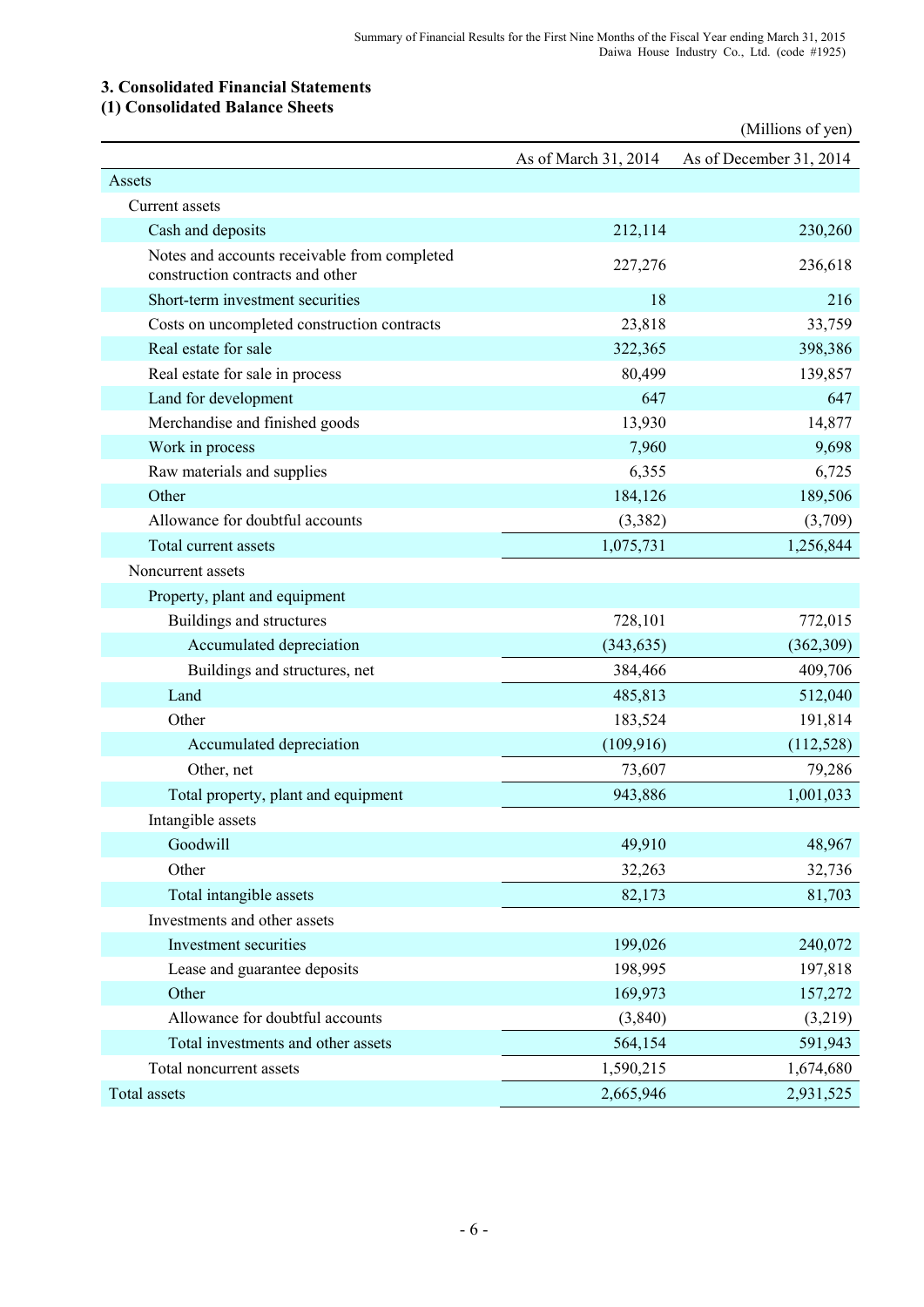## 3. Consolidated Financial Statements

### (1) Consolidated Balance Sheets

(Millions of yen)

| | As of March 31, 2014 | As of December 31, 2014 |
|---|---|---|
| Assets | | |
| Current assets | | |
| Cash and deposits | 212,114 | 230,260 |
| Notes and accounts receivable from completed construction contracts and other | 227,276 | 236,618 |
| Short-term investment securities | 18 | 216 |
| Costs on uncompleted construction contracts | 23,818 | 33,759 |
| Real estate for sale | 322,365 | 398,386 |
| Real estate for sale in process | 80,499 | 139,857 |
| Land for development | 647 | 647 |
| Merchandise and finished goods | 13,930 | 14,877 |
| Work in process | 7,960 | 9,698 |
| Raw materials and supplies | 6,355 | 6,725 |
| Other | 184,126 | 189,506 |
| Allowance for doubtful accounts | (3,382) | (3,709) |
| Total current assets | 1,075,731 | 1,256,844 |
| Noncurrent assets | | |
| Property, plant and equipment | | |
| Buildings and structures | 728,101 | 772,015 |
| Accumulated depreciation | (343,635) | (362,309) |
| Buildings and structures, net | 384,466 | 409,706 |
| Land | 485,813 | 512,040 |
| Other | 183,524 | 191,814 |
| Accumulated depreciation | (109,916) | (112,528) |
| Other, net | 73,607 | 79,286 |
| Total property, plant and equipment | 943,886 | 1,001,033 |
| Intangible assets | | |
| Goodwill | 49,910 | 48,967 |
| Other | 32,263 | 32,736 |
| Total intangible assets | 82,173 | 81,703 |
| Investments and other assets | | |
| Investment securities | 199,026 | 240,072 |
| Lease and guarantee deposits | 198,995 | 197,818 |
| Other | 169,973 | 157,272 |
| Allowance for doubtful accounts | (3,840) | (3,219) |
| Total investments and other assets | 564,154 | 591,943 |
| Total noncurrent assets | 1,590,215 | 1,674,680 |
| Total assets | 2,665,946 | 2,931,525 |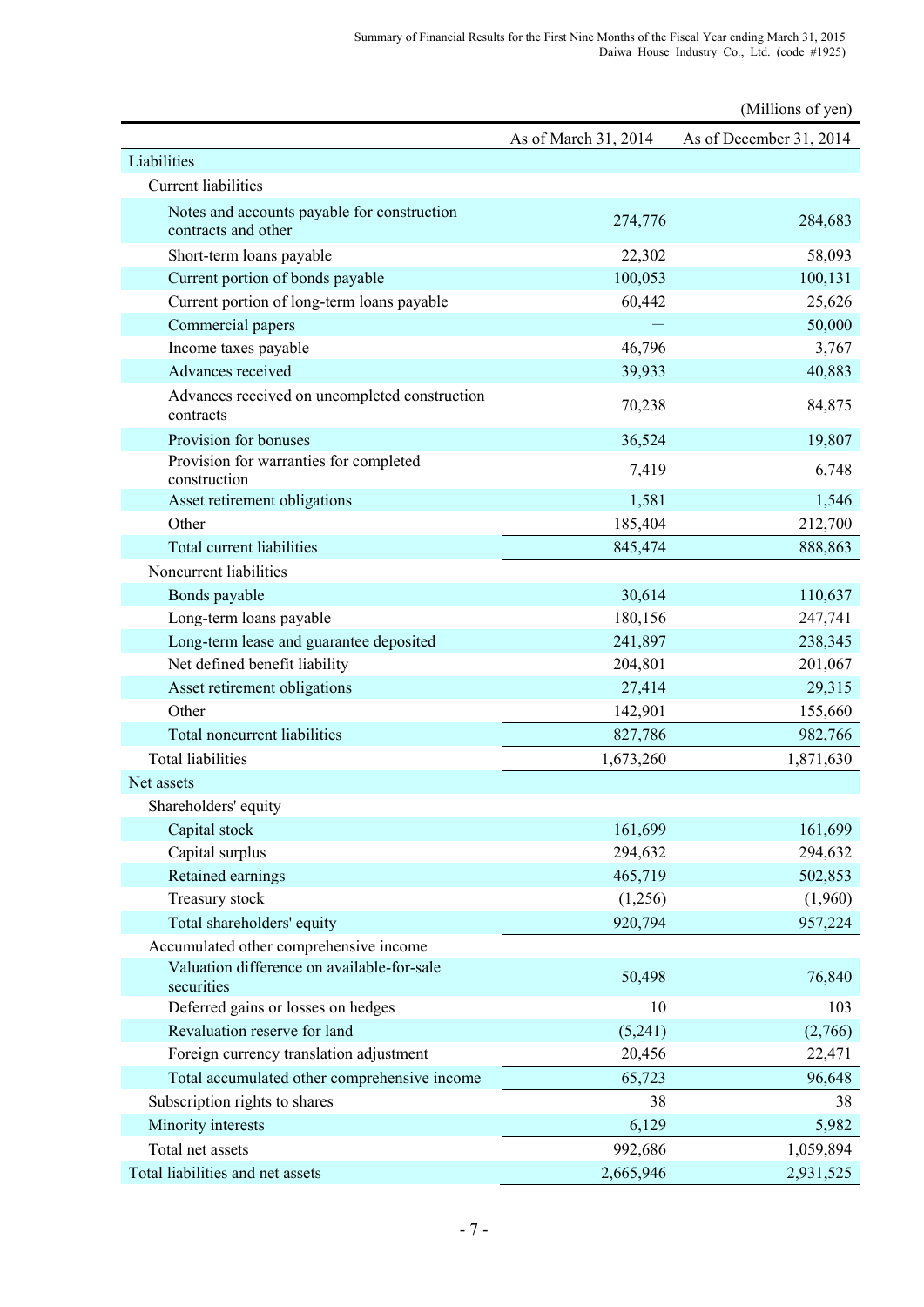(Millions of yen)

| | As of March 31, 2014 | As of December 31, 2014 |
|---|---|---|
| Liabilities | | |
| Current liabilities | | |
| Notes and accounts payable for construction contracts and other | 274,776 | 284,683 |
| Short-term loans payable | 22,302 | 58,093 |
| Current portion of bonds payable | 100,053 | 100,131 |
| Current portion of long-term loans payable | 60,442 | 25,626 |
| Commercial papers | — | 50,000 |
| Income taxes payable | 46,796 | 3,767 |
| Advances received | 39,933 | 40,883 |
| Advances received on uncompleted construction contracts | 70,238 | 84,875 |
| Provision for bonuses | 36,524 | 19,807 |
| Provision for warranties for completed construction | 7,419 | 6,748 |
| Asset retirement obligations | 1,581 | 1,546 |
| Other | 185,404 | 212,700 |
| Total current liabilities | 845,474 | 888,863 |
| Noncurrent liabilities | | |
| Bonds payable | 30,614 | 110,637 |
| Long-term loans payable | 180,156 | 247,741 |
| Long-term lease and guarantee deposited | 241,897 | 238,345 |
| Net defined benefit liability | 204,801 | 201,067 |
| Asset retirement obligations | 27,414 | 29,315 |
| Other | 142,901 | 155,660 |
| Total noncurrent liabilities | 827,786 | 982,766 |
| Total liabilities | 1,673,260 | 1,871,630 |
| Net assets | | |
| Shareholders' equity | | |
| Capital stock | 161,699 | 161,699 |
| Capital surplus | 294,632 | 294,632 |
| Retained earnings | 465,719 | 502,853 |
| Treasury stock | (1,256) | (1,960) |
| Total shareholders' equity | 920,794 | 957,224 |
| Accumulated other comprehensive income | | |
| Valuation difference on available-for-sale securities | 50,498 | 76,840 |
| Deferred gains or losses on hedges | 10 | 103 |
| Revaluation reserve for land | (5,241) | (2,766) |
| Foreign currency translation adjustment | 20,456 | 22,471 |
| Total accumulated other comprehensive income | 65,723 | 96,648 |
| Subscription rights to shares | 38 | 38 |
| Minority interests | 6,129 | 5,982 |
| Total net assets | 992,686 | 1,059,894 |
| Total liabilities and net assets | 2,665,946 | 2,931,525 |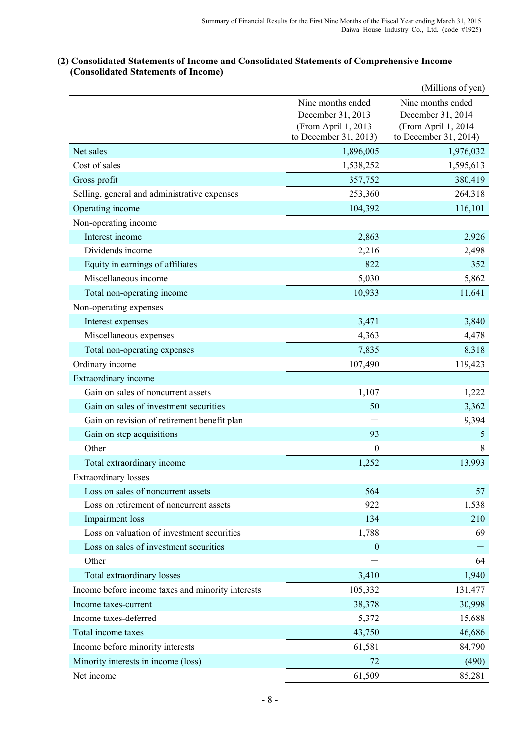### (2) Consolidated Statements of Income and Consolidated Statements of Comprehensive Income (Consolidated Statements of Income)

(Millions of yen)

| | Nine months ended December 31, 2013 (From April 1, 2013 to December 31, 2013) | Nine months ended December 31, 2014 (From April 1, 2014 to December 31, 2014) |
|---|---|---|
| Net sales | 1,896,005 | 1,976,032 |
| Cost of sales | 1,538,252 | 1,595,613 |
| Gross profit | 357,752 | 380,419 |
| Selling, general and administrative expenses | 253,360 | 264,318 |
| Operating income | 104,392 | 116,101 |
| Non-operating income | | |
| Interest income | 2,863 | 2,926 |
| Dividends income | 2,216 | 2,498 |
| Equity in earnings of affiliates | 822 | 352 |
| Miscellaneous income | 5,030 | 5,862 |
| Total non-operating income | 10,933 | 11,641 |
| Non-operating expenses | | |
| Interest expenses | 3,471 | 3,840 |
| Miscellaneous expenses | 4,363 | 4,478 |
| Total non-operating expenses | 7,835 | 8,318 |
| Ordinary income | 107,490 | 119,423 |
| Extraordinary income | | |
| Gain on sales of noncurrent assets | 1,107 | 1,222 |
| Gain on sales of investment securities | 50 | 3,362 |
| Gain on revision of retirement benefit plan | ― | 9,394 |
| Gain on step acquisitions | 93 | 5 |
| Other | 0 | 8 |
| Total extraordinary income | 1,252 | 13,993 |
| Extraordinary losses | | |
| Loss on sales of noncurrent assets | 564 | 57 |
| Loss on retirement of noncurrent assets | 922 | 1,538 |
| Impairment loss | 134 | 210 |
| Loss on valuation of investment securities | 1,788 | 69 |
| Loss on sales of investment securities | 0 | ― |
| Other | ― | 64 |
| Total extraordinary losses | 3,410 | 1,940 |
| Income before income taxes and minority interests | 105,332 | 131,477 |
| Income taxes-current | 38,378 | 30,998 |
| Income taxes-deferred | 5,372 | 15,688 |
| Total income taxes | 43,750 | 46,686 |
| Income before minority interests | 61,581 | 84,790 |
| Minority interests in income (loss) | 72 | (490) |
| Net income | 61,509 | 85,281 |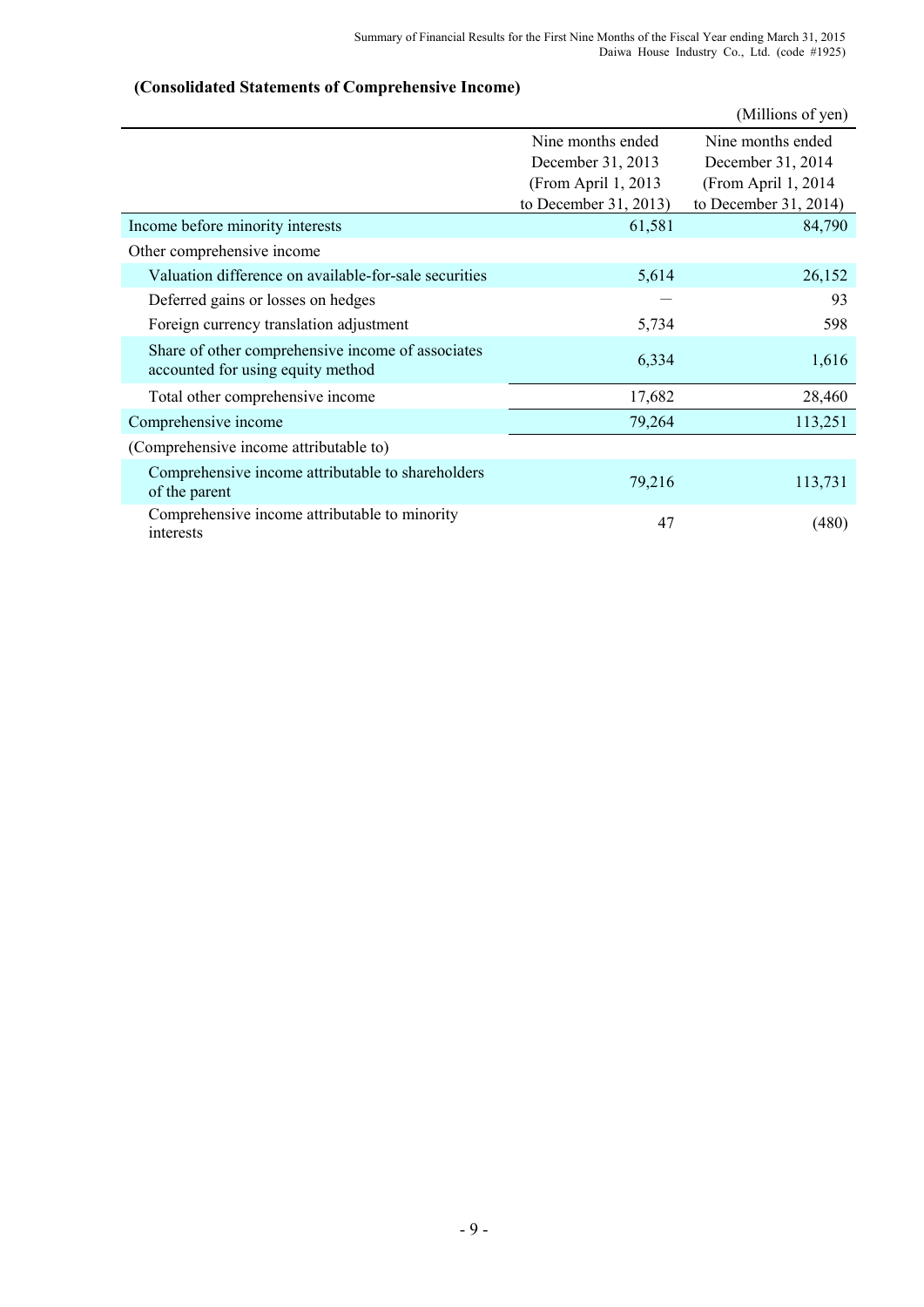### (Consolidated Statements of Comprehensive Income)

(Millions of yen)

| | Nine months ended December 31, 2013 (From April 1, 2013 to December 31, 2013) | Nine months ended December 31, 2014 (From April 1, 2014 to December 31, 2014) |
|---|---|---|
| Income before minority interests | 61,581 | 84,790 |
| Other comprehensive income | | |
| Valuation difference on available-for-sale securities | 5,614 | 26,152 |
| Deferred gains or losses on hedges | — | 93 |
| Foreign currency translation adjustment | 5,734 | 598 |
| Share of other comprehensive income of associates accounted for using equity method | 6,334 | 1,616 |
| Total other comprehensive income | 17,682 | 28,460 |
| Comprehensive income | 79,264 | 113,251 |
| (Comprehensive income attributable to) | | |
| Comprehensive income attributable to shareholders of the parent | 79,216 | 113,731 |
| Comprehensive income attributable to minority interests | 47 | (480) |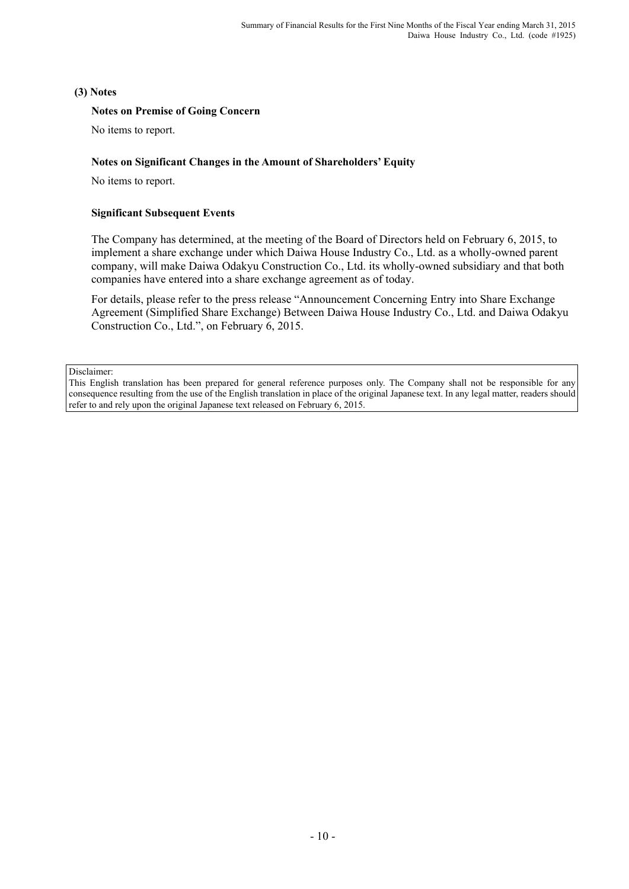### (3) Notes

**Notes on Premise of Going Concern**

No items to report.

**Notes on Significant Changes in the Amount of Shareholders' Equity**

No items to report.

**Significant Subsequent Events**

The Company has determined, at the meeting of the Board of Directors held on February 6, 2015, to implement a share exchange under which Daiwa House Industry Co., Ltd. as a wholly-owned parent company, will make Daiwa Odakyu Construction Co., Ltd. its wholly-owned subsidiary and that both companies have entered into a share exchange agreement as of today.

For details, please refer to the press release "Announcement Concerning Entry into Share Exchange Agreement (Simplified Share Exchange) Between Daiwa House Industry Co., Ltd. and Daiwa Odakyu Construction Co., Ltd.", on February 6, 2015.

Disclaimer:
This English translation has been prepared for general reference purposes only. The Company shall not be responsible for any consequence resulting from the use of the English translation in place of the original Japanese text. In any legal matter, readers should refer to and rely upon the original Japanese text released on February 6, 2015.